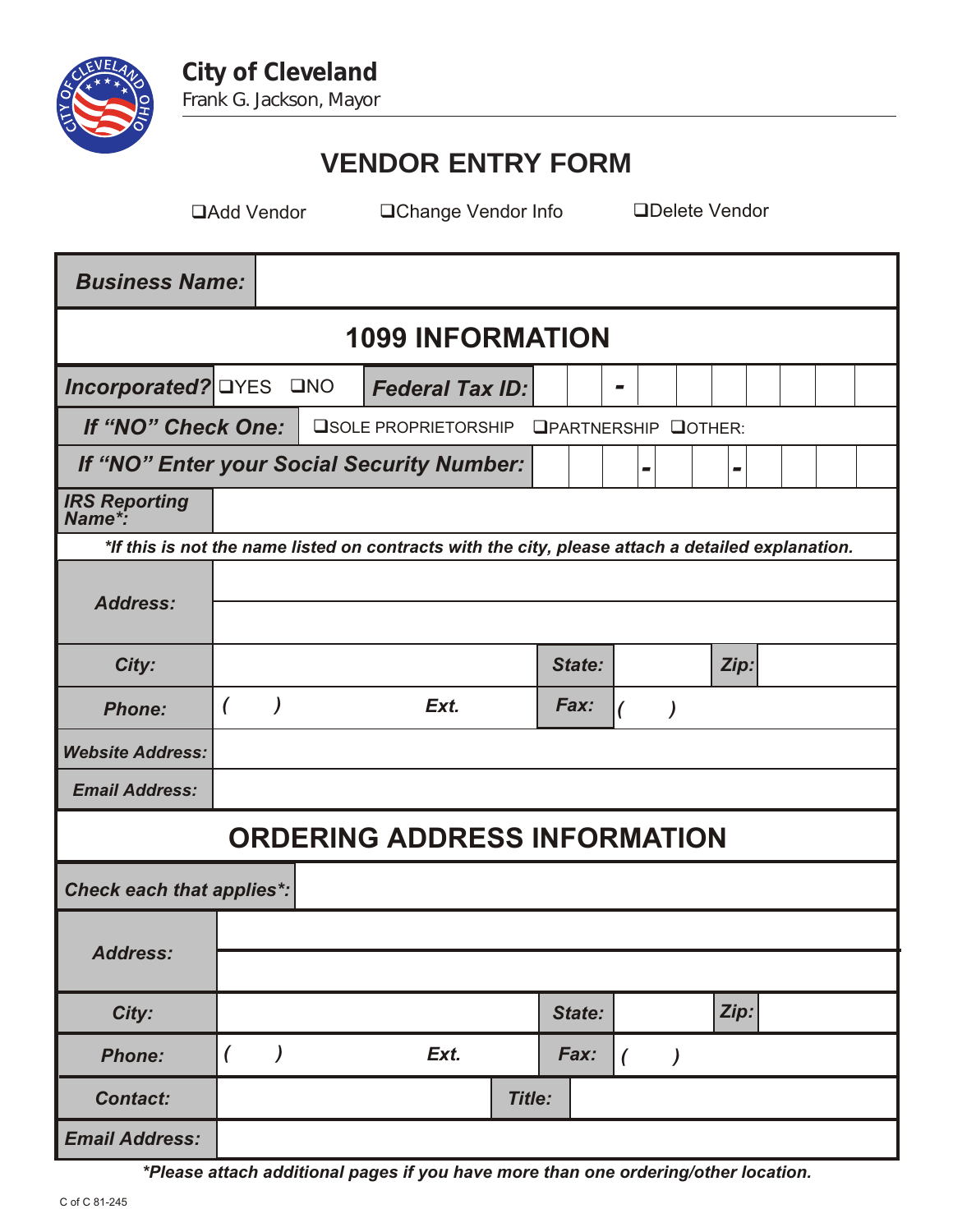**City of Cleveland**
Frank G. Jackson, Mayor

# VENDOR ENTRY FORM

❑Add Vendor ❑Change Vendor Info ❑Delete Vendor

| **Business Name:** | |
|---|---|

## 1099 INFORMATION

| | | | |
|---|---|---|---|
| **Incorporated?** | ❑YES ❑NO | **Federal Tax ID:** | - |
| **If "NO" Check One:** | ❑SOLE PROPRIETORSHIP ❑PARTNERSHIP ❑OTHER: | | |
| **If "NO" Enter your Social Security Number:** | - - | | |
| **IRS Reporting Name*:** | | | |

***If this is not the name listed on contracts with the city, please attach a detailed explanation.**

| | | | | | |
|---|---|---|---|---|---|
| **Address:** | | | | | |
| **City:** | | **State:** | | **Zip:** | |
| **Phone:** | ( ) **Ext.** | **Fax:** | ( ) | | |
| **Website Address:** | | | | | |
| **Email Address:** | | | | | |

## ORDERING ADDRESS INFORMATION

| | | | | | |
|---|---|---|---|---|---|
| **Check each that applies*:** | | | | | |
| **Address:** | | | | | |
| **City:** | | **State:** | | **Zip:** | |
| **Phone:** | ( ) **Ext.** | **Fax:** | ( ) | | |
| **Contact:** | | **Title:** | | | |
| **Email Address:** | | | | | |

***Please attach additional pages if you have more than one ordering/other location.**

C of C 81-245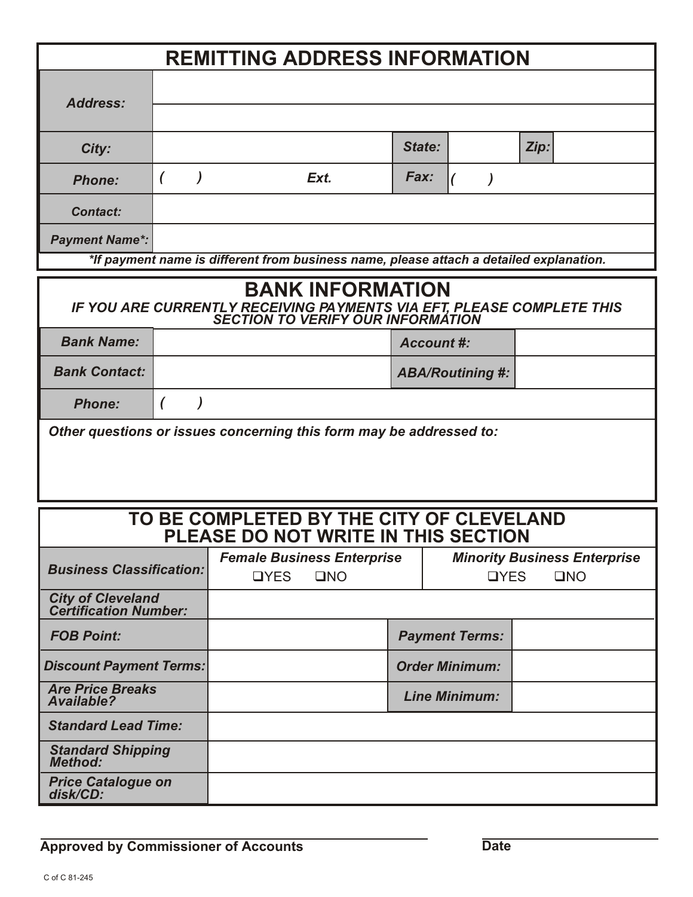## REMITTING ADDRESS INFORMATION

| | | | | | |
|---|---|---|---|---|---|
| ***Address:*** | | | | | |
| | | | | | |
| ***City:*** | | ***State:*** | | ***Zip:*** | |
| ***Phone:*** | ( ) ***Ext.*** | ***Fax:*** | ( ) | | |
| ***Contact:*** | | | | | |
| ***Payment Name*:*** | | | | | |

***If payment name is different from business name, please attach a detailed explanation.**

## BANK INFORMATION

***IF YOU ARE CURRENTLY RECEIVING PAYMENTS VIA EFT, PLEASE COMPLETE THIS SECTION TO VERIFY OUR INFORMATION***

| | | | |
|---|---|---|---|
| ***Bank Name:*** | | ***Account #:*** | |
| ***Bank Contact:*** | | ***ABA/Routining #:*** | |
| ***Phone:*** | ( ) | | |

***Other questions or issues concerning this form may be addressed to:***

## TO BE COMPLETED BY THE CITY OF CLEVELAND
## PLEASE DO NOT WRITE IN THIS SECTION

| | | | |
|---|---|---|---|
| ***Business Classification:*** | ***Female Business Enterprise*** ❑YES ❑NO | ***Minority Business Enterprise*** ❑YES ❑NO | |
| ***City of Cleveland Certification Number:*** | | | |
| ***FOB Point:*** | | ***Payment Terms:*** | |
| ***Discount Payment Terms:*** | | ***Order Minimum:*** | |
| ***Are Price Breaks Available?*** | | ***Line Minimum:*** | |
| ***Standard Lead Time:*** | | | |
| ***Standard Shipping Method:*** | | | |
| ***Price Catalogue on disk/CD:*** | | | |

**Approved by Commissioner of Accounts** __________________ **Date** __________________

C of C 81-245